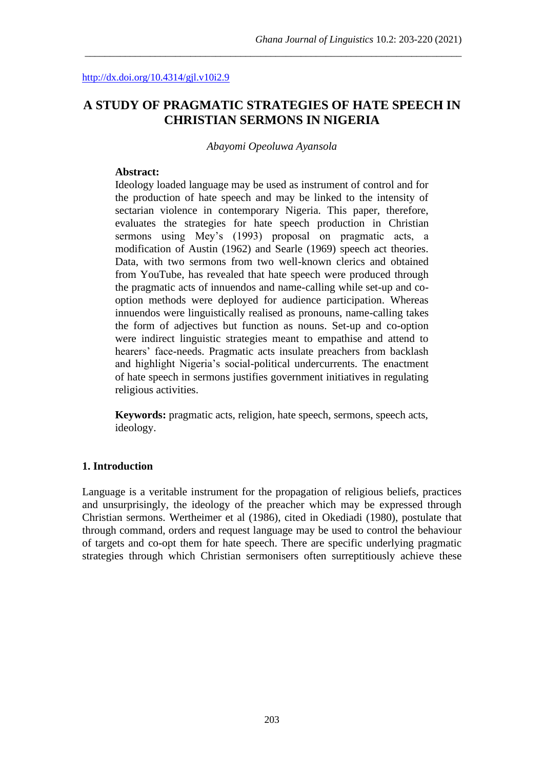http://dx.doi.org/10.4314/gjl.v10i2.9

# A STUDY OF PRAGMATIC STRATEGIES OF HATE SPEECH IN CHRISTIAN SERMONS IN NIGERIA

*Abayomi Opeoluwa Ayansola*

**Abstract:**
Ideology loaded language may be used as instrument of control and for the production of hate speech and may be linked to the intensity of sectarian violence in contemporary Nigeria. This paper, therefore, evaluates the strategies for hate speech production in Christian sermons using Mey's (1993) proposal on pragmatic acts, a modification of Austin (1962) and Searle (1969) speech act theories. Data, with two sermons from two well-known clerics and obtained from YouTube, has revealed that hate speech were produced through the pragmatic acts of innuendos and name-calling while set-up and co-option methods were deployed for audience participation. Whereas innuendos were linguistically realised as pronouns, name-calling takes the form of adjectives but function as nouns. Set-up and co-option were indirect linguistic strategies meant to empathise and attend to hearers' face-needs. Pragmatic acts insulate preachers from backlash and highlight Nigeria's social-political undercurrents. The enactment of hate speech in sermons justifies government initiatives in regulating religious activities.

**Keywords:** pragmatic acts, religion, hate speech, sermons, speech acts, ideology.

## 1. Introduction

Language is a veritable instrument for the propagation of religious beliefs, practices and unsurprisingly, the ideology of the preacher which may be expressed through Christian sermons. Wertheimer et al (1986), cited in Okediadi (1980), postulate that through command, orders and request language may be used to control the behaviour of targets and co-opt them for hate speech. There are specific underlying pragmatic strategies through which Christian sermonisers often surreptitiously achieve these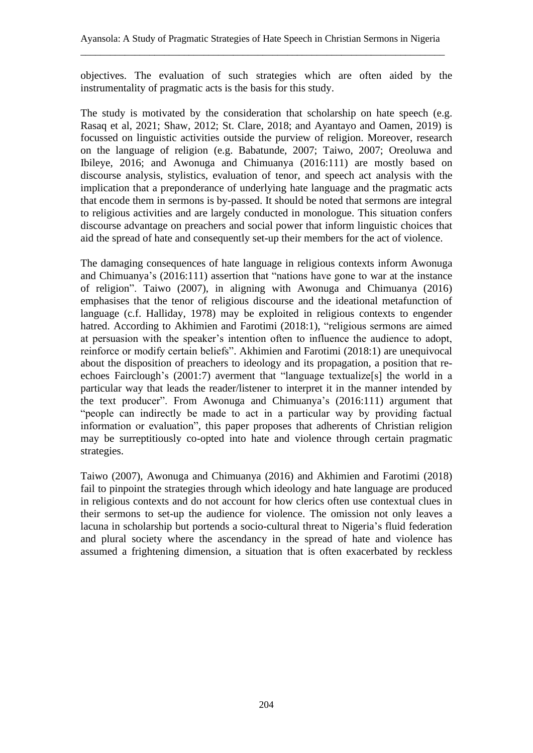objectives. The evaluation of such strategies which are often aided by the instrumentality of pragmatic acts is the basis for this study.

The study is motivated by the consideration that scholarship on hate speech (e.g. Rasaq et al, 2021; Shaw, 2012; St. Clare, 2018; and Ayantayo and Oamen, 2019) is focussed on linguistic activities outside the purview of religion. Moreover, research on the language of religion (e.g. Babatunde, 2007; Taiwo, 2007; Oreoluwa and Ibileye, 2016; and Awonuga and Chimuanya (2016:111) are mostly based on discourse analysis, stylistics, evaluation of tenor, and speech act analysis with the implication that a preponderance of underlying hate language and the pragmatic acts that encode them in sermons is by-passed. It should be noted that sermons are integral to religious activities and are largely conducted in monologue. This situation confers discourse advantage on preachers and social power that inform linguistic choices that aid the spread of hate and consequently set-up their members for the act of violence.

The damaging consequences of hate language in religious contexts inform Awonuga and Chimuanya's (2016:111) assertion that "nations have gone to war at the instance of religion". Taiwo (2007), in aligning with Awonuga and Chimuanya (2016) emphasises that the tenor of religious discourse and the ideational metafunction of language (c.f. Halliday, 1978) may be exploited in religious contexts to engender hatred. According to Akhimien and Farotimi (2018:1), "religious sermons are aimed at persuasion with the speaker's intention often to influence the audience to adopt, reinforce or modify certain beliefs". Akhimien and Farotimi (2018:1) are unequivocal about the disposition of preachers to ideology and its propagation, a position that re-echoes Fairclough's (2001:7) averment that "language textualize[s] the world in a particular way that leads the reader/listener to interpret it in the manner intended by the text producer". From Awonuga and Chimuanya's (2016:111) argument that "people can indirectly be made to act in a particular way by providing factual information or evaluation", this paper proposes that adherents of Christian religion may be surreptitiously co-opted into hate and violence through certain pragmatic strategies.

Taiwo (2007), Awonuga and Chimuanya (2016) and Akhimien and Farotimi (2018) fail to pinpoint the strategies through which ideology and hate language are produced in religious contexts and do not account for how clerics often use contextual clues in their sermons to set-up the audience for violence. The omission not only leaves a lacuna in scholarship but portends a socio-cultural threat to Nigeria's fluid federation and plural society where the ascendancy in the spread of hate and violence has assumed a frightening dimension, a situation that is often exacerbated by reckless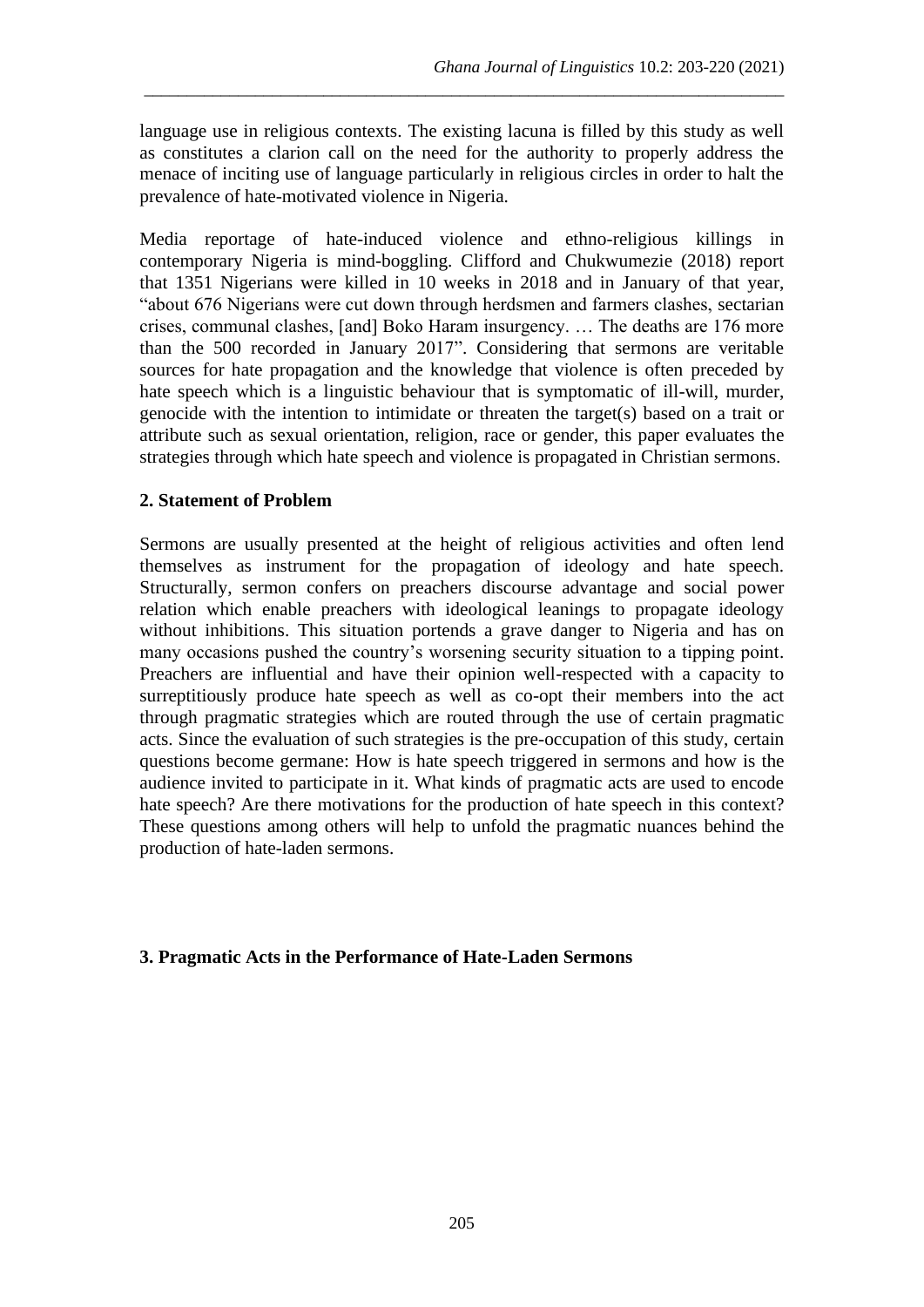language use in religious contexts. The existing lacuna is filled by this study as well as constitutes a clarion call on the need for the authority to properly address the menace of inciting use of language particularly in religious circles in order to halt the prevalence of hate-motivated violence in Nigeria.

Media reportage of hate-induced violence and ethno-religious killings in contemporary Nigeria is mind-boggling. Clifford and Chukwumezie (2018) report that 1351 Nigerians were killed in 10 weeks in 2018 and in January of that year, "about 676 Nigerians were cut down through herdsmen and farmers clashes, sectarian crises, communal clashes, [and] Boko Haram insurgency. … The deaths are 176 more than the 500 recorded in January 2017". Considering that sermons are veritable sources for hate propagation and the knowledge that violence is often preceded by hate speech which is a linguistic behaviour that is symptomatic of ill-will, murder, genocide with the intention to intimidate or threaten the target(s) based on a trait or attribute such as sexual orientation, religion, race or gender, this paper evaluates the strategies through which hate speech and violence is propagated in Christian sermons.

## 2. Statement of Problem

Sermons are usually presented at the height of religious activities and often lend themselves as instrument for the propagation of ideology and hate speech. Structurally, sermon confers on preachers discourse advantage and social power relation which enable preachers with ideological leanings to propagate ideology without inhibitions. This situation portends a grave danger to Nigeria and has on many occasions pushed the country's worsening security situation to a tipping point. Preachers are influential and have their opinion well-respected with a capacity to surreptitiously produce hate speech as well as co-opt their members into the act through pragmatic strategies which are routed through the use of certain pragmatic acts. Since the evaluation of such strategies is the pre-occupation of this study, certain questions become germane: How is hate speech triggered in sermons and how is the audience invited to participate in it. What kinds of pragmatic acts are used to encode hate speech? Are there motivations for the production of hate speech in this context? These questions among others will help to unfold the pragmatic nuances behind the production of hate-laden sermons.

## 3. Pragmatic Acts in the Performance of Hate-Laden Sermons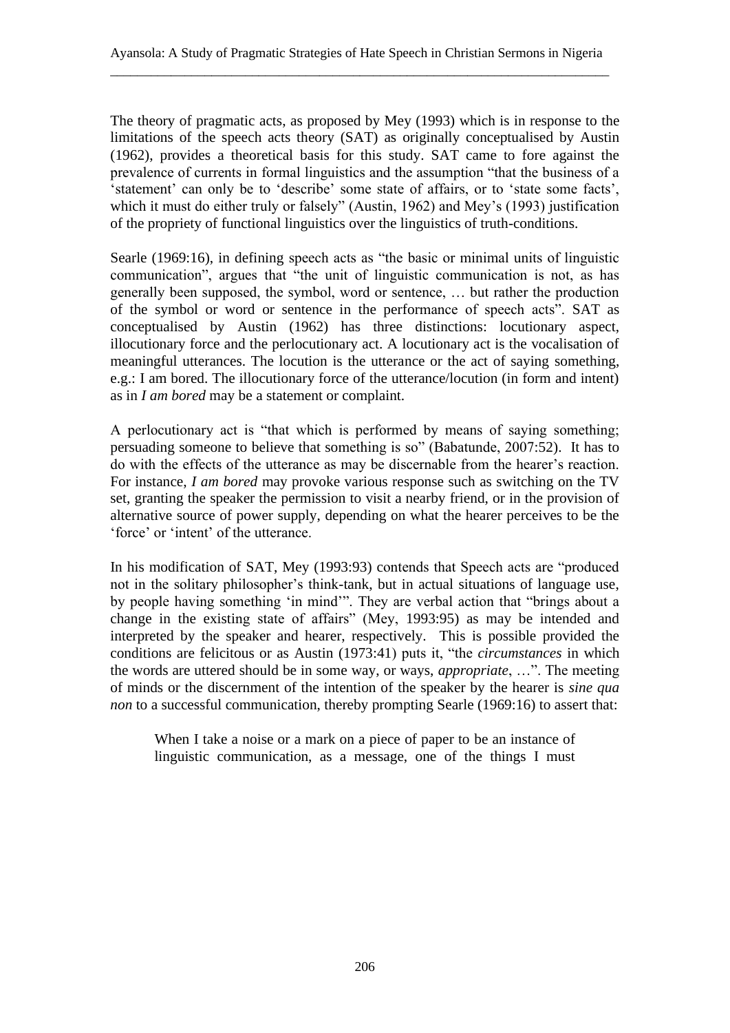The theory of pragmatic acts, as proposed by Mey (1993) which is in response to the limitations of the speech acts theory (SAT) as originally conceptualised by Austin (1962), provides a theoretical basis for this study. SAT came to fore against the prevalence of currents in formal linguistics and the assumption "that the business of a 'statement' can only be to 'describe' some state of affairs, or to 'state some facts', which it must do either truly or falsely" (Austin, 1962) and Mey's (1993) justification of the propriety of functional linguistics over the linguistics of truth-conditions.

Searle (1969:16), in defining speech acts as "the basic or minimal units of linguistic communication", argues that "the unit of linguistic communication is not, as has generally been supposed, the symbol, word or sentence, … but rather the production of the symbol or word or sentence in the performance of speech acts". SAT as conceptualised by Austin (1962) has three distinctions: locutionary aspect, illocutionary force and the perlocutionary act. A locutionary act is the vocalisation of meaningful utterances. The locution is the utterance or the act of saying something, e.g.: I am bored. The illocutionary force of the utterance/locution (in form and intent) as in *I am bored* may be a statement or complaint.

A perlocutionary act is "that which is performed by means of saying something; persuading someone to believe that something is so" (Babatunde, 2007:52). It has to do with the effects of the utterance as may be discernable from the hearer's reaction. For instance, *I am bored* may provoke various response such as switching on the TV set, granting the speaker the permission to visit a nearby friend, or in the provision of alternative source of power supply, depending on what the hearer perceives to be the 'force' or 'intent' of the utterance.

In his modification of SAT, Mey (1993:93) contends that Speech acts are "produced not in the solitary philosopher's think-tank, but in actual situations of language use, by people having something 'in mind'". They are verbal action that "brings about a change in the existing state of affairs" (Mey, 1993:95) as may be intended and interpreted by the speaker and hearer, respectively. This is possible provided the conditions are felicitous or as Austin (1973:41) puts it, "the *circumstances* in which the words are uttered should be in some way, or ways, *appropriate*, …". The meeting of minds or the discernment of the intention of the speaker by the hearer is *sine qua non* to a successful communication, thereby prompting Searle (1969:16) to assert that:

> When I take a noise or a mark on a piece of paper to be an instance of linguistic communication, as a message, one of the things I must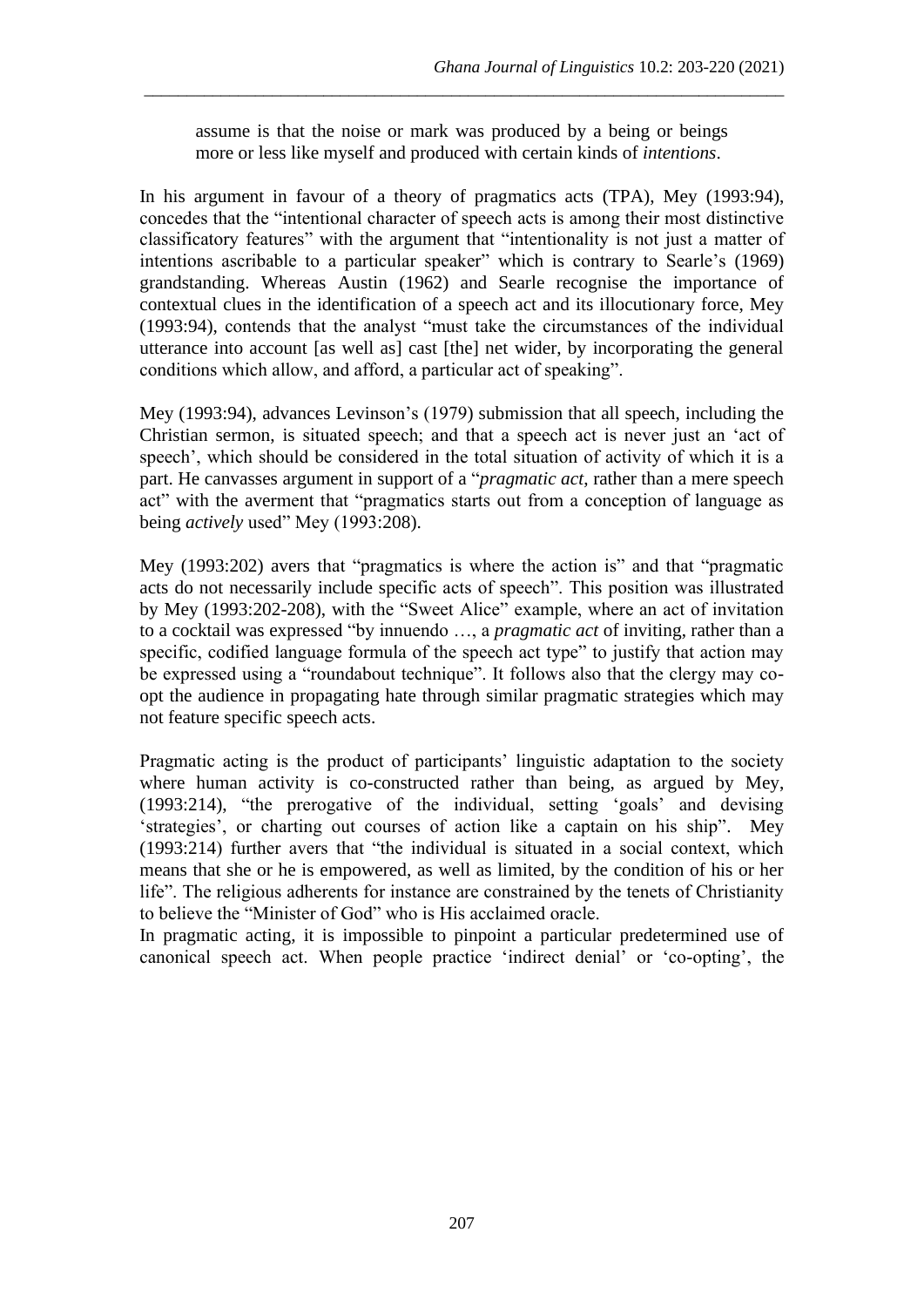> assume is that the noise or mark was produced by a being or beings more or less like myself and produced with certain kinds of *intentions*.

In his argument in favour of a theory of pragmatics acts (TPA), Mey (1993:94), concedes that the "intentional character of speech acts is among their most distinctive classificatory features" with the argument that "intentionality is not just a matter of intentions ascribable to a particular speaker" which is contrary to Searle's (1969) grandstanding. Whereas Austin (1962) and Searle recognise the importance of contextual clues in the identification of a speech act and its illocutionary force, Mey (1993:94), contends that the analyst "must take the circumstances of the individual utterance into account [as well as] cast [the] net wider, by incorporating the general conditions which allow, and afford, a particular act of speaking".

Mey (1993:94), advances Levinson's (1979) submission that all speech, including the Christian sermon, is situated speech; and that a speech act is never just an 'act of speech', which should be considered in the total situation of activity of which it is a part. He canvasses argument in support of a "*pragmatic act*, rather than a mere speech act" with the averment that "pragmatics starts out from a conception of language as being *actively* used" Mey (1993:208).

Mey (1993:202) avers that "pragmatics is where the action is" and that "pragmatic acts do not necessarily include specific acts of speech". This position was illustrated by Mey (1993:202-208), with the "Sweet Alice" example, where an act of invitation to a cocktail was expressed "by innuendo …, a *pragmatic act* of inviting, rather than a specific, codified language formula of the speech act type" to justify that action may be expressed using a "roundabout technique". It follows also that the clergy may co-opt the audience in propagating hate through similar pragmatic strategies which may not feature specific speech acts.

Pragmatic acting is the product of participants' linguistic adaptation to the society where human activity is co-constructed rather than being, as argued by Mey, (1993:214), "the prerogative of the individual, setting 'goals' and devising 'strategies', or charting out courses of action like a captain on his ship". Mey (1993:214) further avers that "the individual is situated in a social context, which means that she or he is empowered, as well as limited, by the condition of his or her life". The religious adherents for instance are constrained by the tenets of Christianity to believe the "Minister of God" who is His acclaimed oracle.

In pragmatic acting, it is impossible to pinpoint a particular predetermined use of canonical speech act. When people practice 'indirect denial' or 'co-opting', the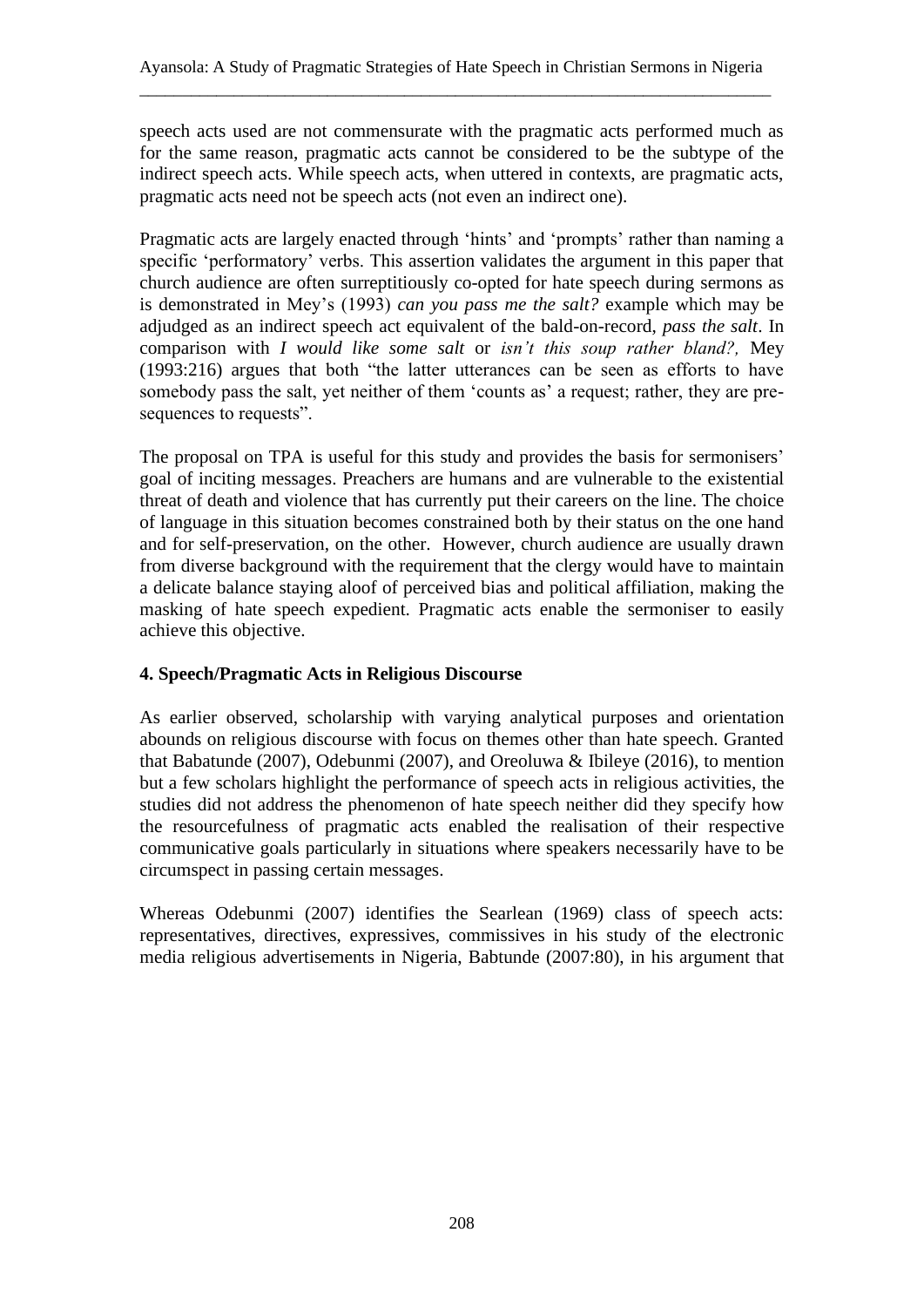speech acts used are not commensurate with the pragmatic acts performed much as for the same reason, pragmatic acts cannot be considered to be the subtype of the indirect speech acts. While speech acts, when uttered in contexts, are pragmatic acts, pragmatic acts need not be speech acts (not even an indirect one).

Pragmatic acts are largely enacted through 'hints' and 'prompts' rather than naming a specific 'performatory' verbs. This assertion validates the argument in this paper that church audience are often surreptitiously co-opted for hate speech during sermons as is demonstrated in Mey's (1993) *can you pass me the salt?* example which may be adjudged as an indirect speech act equivalent of the bald-on-record, *pass the salt*. In comparison with *I would like some salt* or *isn't this soup rather bland?,* Mey (1993:216) argues that both "the latter utterances can be seen as efforts to have somebody pass the salt, yet neither of them 'counts as' a request; rather, they are pre-sequences to requests".

The proposal on TPA is useful for this study and provides the basis for sermonisers' goal of inciting messages. Preachers are humans and are vulnerable to the existential threat of death and violence that has currently put their careers on the line. The choice of language in this situation becomes constrained both by their status on the one hand and for self-preservation, on the other. However, church audience are usually drawn from diverse background with the requirement that the clergy would have to maintain a delicate balance staying aloof of perceived bias and political affiliation, making the masking of hate speech expedient. Pragmatic acts enable the sermoniser to easily achieve this objective.

## 4. Speech/Pragmatic Acts in Religious Discourse

As earlier observed, scholarship with varying analytical purposes and orientation abounds on religious discourse with focus on themes other than hate speech. Granted that Babatunde (2007), Odebunmi (2007), and Oreoluwa & Ibileye (2016), to mention but a few scholars highlight the performance of speech acts in religious activities, the studies did not address the phenomenon of hate speech neither did they specify how the resourcefulness of pragmatic acts enabled the realisation of their respective communicative goals particularly in situations where speakers necessarily have to be circumspect in passing certain messages.

Whereas Odebunmi (2007) identifies the Searlean (1969) class of speech acts: representatives, directives, expressives, commissives in his study of the electronic media religious advertisements in Nigeria, Babtunde (2007:80), in his argument that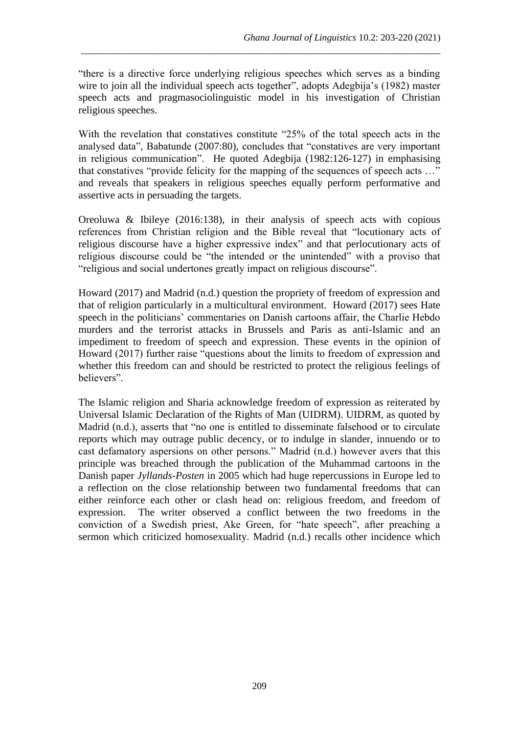"there is a directive force underlying religious speeches which serves as a binding wire to join all the individual speech acts together", adopts Adegbija's (1982) master speech acts and pragmasociolinguistic model in his investigation of Christian religious speeches.

With the revelation that constatives constitute "25% of the total speech acts in the analysed data", Babatunde (2007:80), concludes that "constatives are very important in religious communication". He quoted Adegbija (1982:126-127) in emphasising that constatives "provide felicity for the mapping of the sequences of speech acts …" and reveals that speakers in religious speeches equally perform performative and assertive acts in persuading the targets.

Oreoluwa & Ibileye (2016:138), in their analysis of speech acts with copious references from Christian religion and the Bible reveal that "locutionary acts of religious discourse have a higher expressive index" and that perlocutionary acts of religious discourse could be "the intended or the unintended" with a proviso that "religious and social undertones greatly impact on religious discourse".

Howard (2017) and Madrid (n.d.) question the propriety of freedom of expression and that of religion particularly in a multicultural environment. Howard (2017) sees Hate speech in the politicians' commentaries on Danish cartoons affair, the Charlie Hebdo murders and the terrorist attacks in Brussels and Paris as anti-Islamic and an impediment to freedom of speech and expression. These events in the opinion of Howard (2017) further raise "questions about the limits to freedom of expression and whether this freedom can and should be restricted to protect the religious feelings of believers".

The Islamic religion and Sharia acknowledge freedom of expression as reiterated by Universal Islamic Declaration of the Rights of Man (UIDRM). UIDRM, as quoted by Madrid (n.d.), asserts that "no one is entitled to disseminate falsehood or to circulate reports which may outrage public decency, or to indulge in slander, innuendo or to cast defamatory aspersions on other persons." Madrid (n.d.) however avers that this principle was breached through the publication of the Muhammad cartoons in the Danish paper *Jyllands-Posten* in 2005 which had huge repercussions in Europe led to a reflection on the close relationship between two fundamental freedoms that can either reinforce each other or clash head on: religious freedom, and freedom of expression. The writer observed a conflict between the two freedoms in the conviction of a Swedish priest, Ake Green, for "hate speech", after preaching a sermon which criticized homosexuality. Madrid (n.d.) recalls other incidence which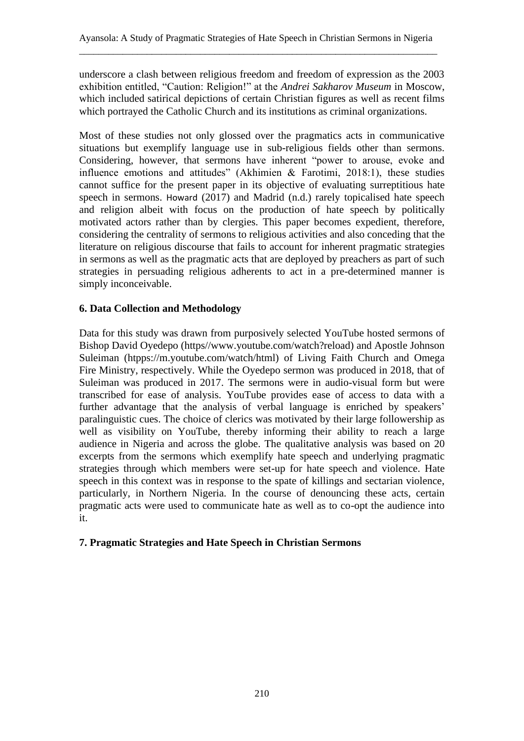underscore a clash between religious freedom and freedom of expression as the 2003 exhibition entitled, "Caution: Religion!" at the *Andrei Sakharov Museum* in Moscow, which included satirical depictions of certain Christian figures as well as recent films which portrayed the Catholic Church and its institutions as criminal organizations.

Most of these studies not only glossed over the pragmatics acts in communicative situations but exemplify language use in sub-religious fields other than sermons. Considering, however, that sermons have inherent "power to arouse, evoke and influence emotions and attitudes" (Akhimien & Farotimi, 2018:1), these studies cannot suffice for the present paper in its objective of evaluating surreptitious hate speech in sermons. Howard (2017) and Madrid (n.d.) rarely topicalised hate speech and religion albeit with focus on the production of hate speech by politically motivated actors rather than by clergies. This paper becomes expedient, therefore, considering the centrality of sermons to religious activities and also conceding that the literature on religious discourse that fails to account for inherent pragmatic strategies in sermons as well as the pragmatic acts that are deployed by preachers as part of such strategies in persuading religious adherents to act in a pre-determined manner is simply inconceivable.

## 6. Data Collection and Methodology

Data for this study was drawn from purposively selected YouTube hosted sermons of Bishop David Oyedepo (https//www.youtube.com/watch?reload) and Apostle Johnson Suleiman (htpps://m.youtube.com/watch/html) of Living Faith Church and Omega Fire Ministry, respectively. While the Oyedepo sermon was produced in 2018, that of Suleiman was produced in 2017. The sermons were in audio-visual form but were transcribed for ease of analysis. YouTube provides ease of access to data with a further advantage that the analysis of verbal language is enriched by speakers' paralinguistic cues. The choice of clerics was motivated by their large followership as well as visibility on YouTube, thereby informing their ability to reach a large audience in Nigeria and across the globe. The qualitative analysis was based on 20 excerpts from the sermons which exemplify hate speech and underlying pragmatic strategies through which members were set-up for hate speech and violence. Hate speech in this context was in response to the spate of killings and sectarian violence, particularly, in Northern Nigeria. In the course of denouncing these acts, certain pragmatic acts were used to communicate hate as well as to co-opt the audience into it.

## 7. Pragmatic Strategies and Hate Speech in Christian Sermons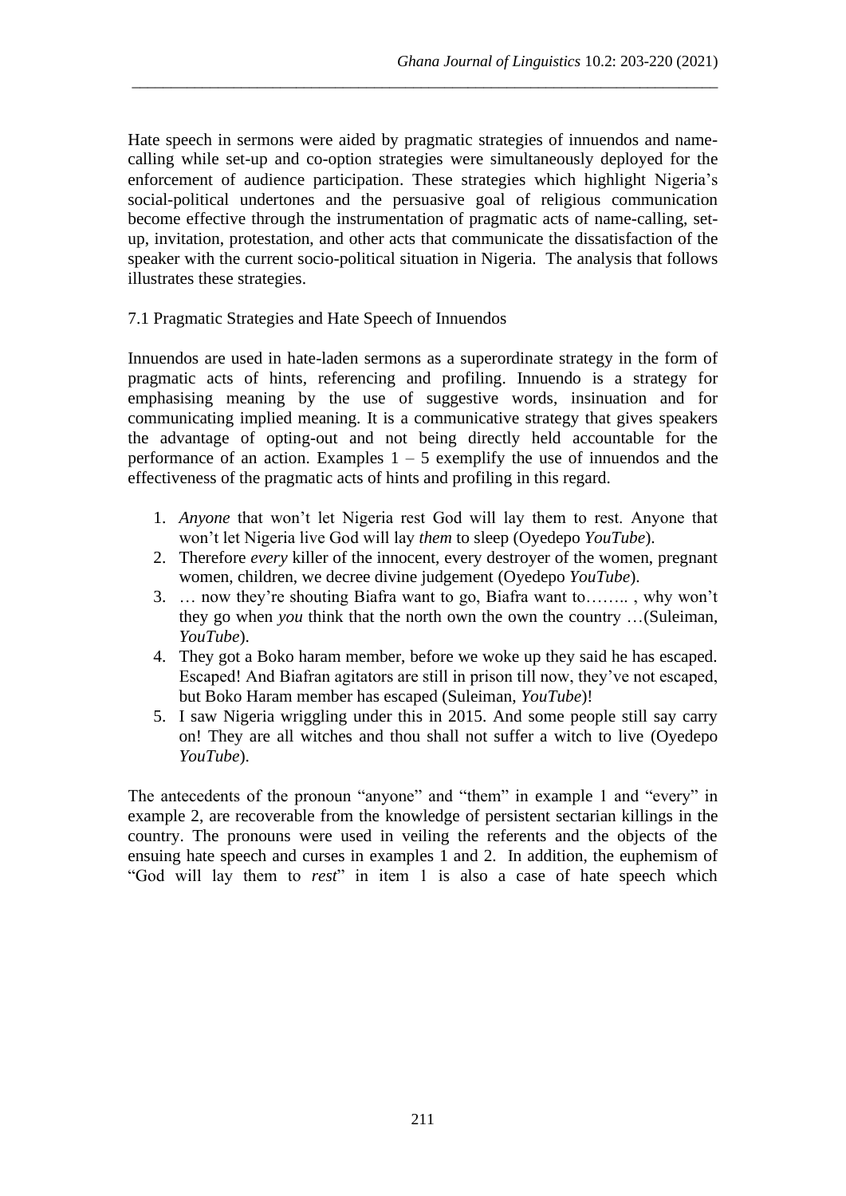Hate speech in sermons were aided by pragmatic strategies of innuendos and name-calling while set-up and co-option strategies were simultaneously deployed for the enforcement of audience participation. These strategies which highlight Nigeria's social-political undertones and the persuasive goal of religious communication become effective through the instrumentation of pragmatic acts of name-calling, set-up, invitation, protestation, and other acts that communicate the dissatisfaction of the speaker with the current socio-political situation in Nigeria. The analysis that follows illustrates these strategies.

### 7.1 Pragmatic Strategies and Hate Speech of Innuendos

Innuendos are used in hate-laden sermons as a superordinate strategy in the form of pragmatic acts of hints, referencing and profiling. Innuendo is a strategy for emphasising meaning by the use of suggestive words, insinuation and for communicating implied meaning. It is a communicative strategy that gives speakers the advantage of opting-out and not being directly held accountable for the performance of an action. Examples 1 – 5 exemplify the use of innuendos and the effectiveness of the pragmatic acts of hints and profiling in this regard.

1. *Anyone* that won't let Nigeria rest God will lay them to rest. Anyone that won't let Nigeria live God will lay *them* to sleep (Oyedepo *YouTube*).
2. Therefore *every* killer of the innocent, every destroyer of the women, pregnant women, children, we decree divine judgement (Oyedepo *YouTube*).
3. … now they're shouting Biafra want to go, Biafra want to…….. , why won't they go when *you* think that the north own the own the country …(Suleiman, *YouTube*).
4. They got a Boko haram member, before we woke up they said he has escaped. Escaped! And Biafran agitators are still in prison till now, they've not escaped, but Boko Haram member has escaped (Suleiman, *YouTube*)!
5. I saw Nigeria wriggling under this in 2015. And some people still say carry on! They are all witches and thou shall not suffer a witch to live (Oyedepo *YouTube*).

The antecedents of the pronoun "anyone" and "them" in example 1 and "every" in example 2, are recoverable from the knowledge of persistent sectarian killings in the country. The pronouns were used in veiling the referents and the objects of the ensuing hate speech and curses in examples 1 and 2. In addition, the euphemism of "God will lay them to *rest*" in item 1 is also a case of hate speech which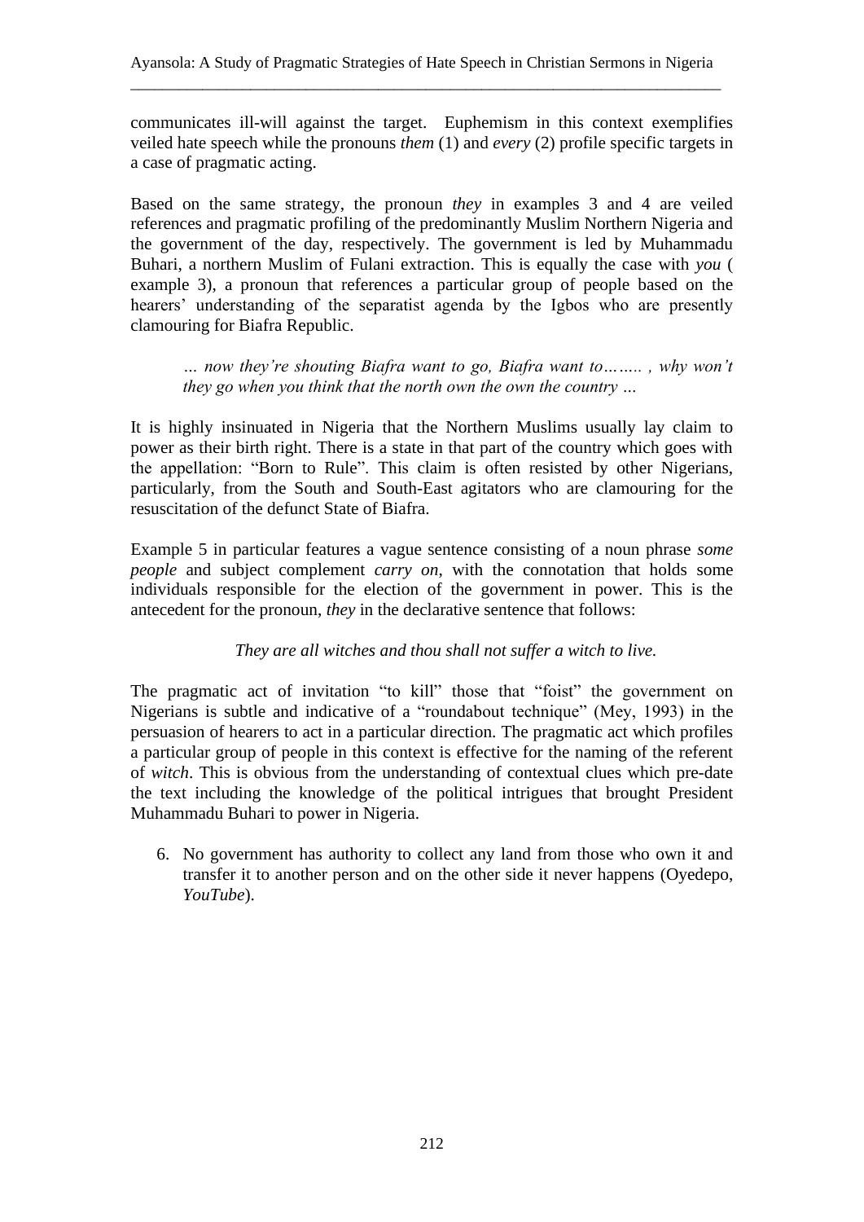communicates ill-will against the target. Euphemism in this context exemplifies veiled hate speech while the pronouns *them* (1) and *every* (2) profile specific targets in a case of pragmatic acting.

Based on the same strategy, the pronoun *they* in examples 3 and 4 are veiled references and pragmatic profiling of the predominantly Muslim Northern Nigeria and the government of the day, respectively. The government is led by Muhammadu Buhari, a northern Muslim of Fulani extraction. This is equally the case with *you* ( example 3), a pronoun that references a particular group of people based on the hearers' understanding of the separatist agenda by the Igbos who are presently clamouring for Biafra Republic.

> *… now they're shouting Biafra want to go, Biafra want to…….. , why won't they go when you think that the north own the own the country …*

It is highly insinuated in Nigeria that the Northern Muslims usually lay claim to power as their birth right. There is a state in that part of the country which goes with the appellation: "Born to Rule". This claim is often resisted by other Nigerians, particularly, from the South and South-East agitators who are clamouring for the resuscitation of the defunct State of Biafra.

Example 5 in particular features a vague sentence consisting of a noun phrase *some people* and subject complement *carry on*, with the connotation that holds some individuals responsible for the election of the government in power. This is the antecedent for the pronoun, *they* in the declarative sentence that follows:

*They are all witches and thou shall not suffer a witch to live.*

The pragmatic act of invitation "to kill" those that "foist" the government on Nigerians is subtle and indicative of a "roundabout technique" (Mey, 1993) in the persuasion of hearers to act in a particular direction. The pragmatic act which profiles a particular group of people in this context is effective for the naming of the referent of *witch*. This is obvious from the understanding of contextual clues which pre-date the text including the knowledge of the political intrigues that brought President Muhammadu Buhari to power in Nigeria.

6. No government has authority to collect any land from those who own it and transfer it to another person and on the other side it never happens (Oyedepo, *YouTube*).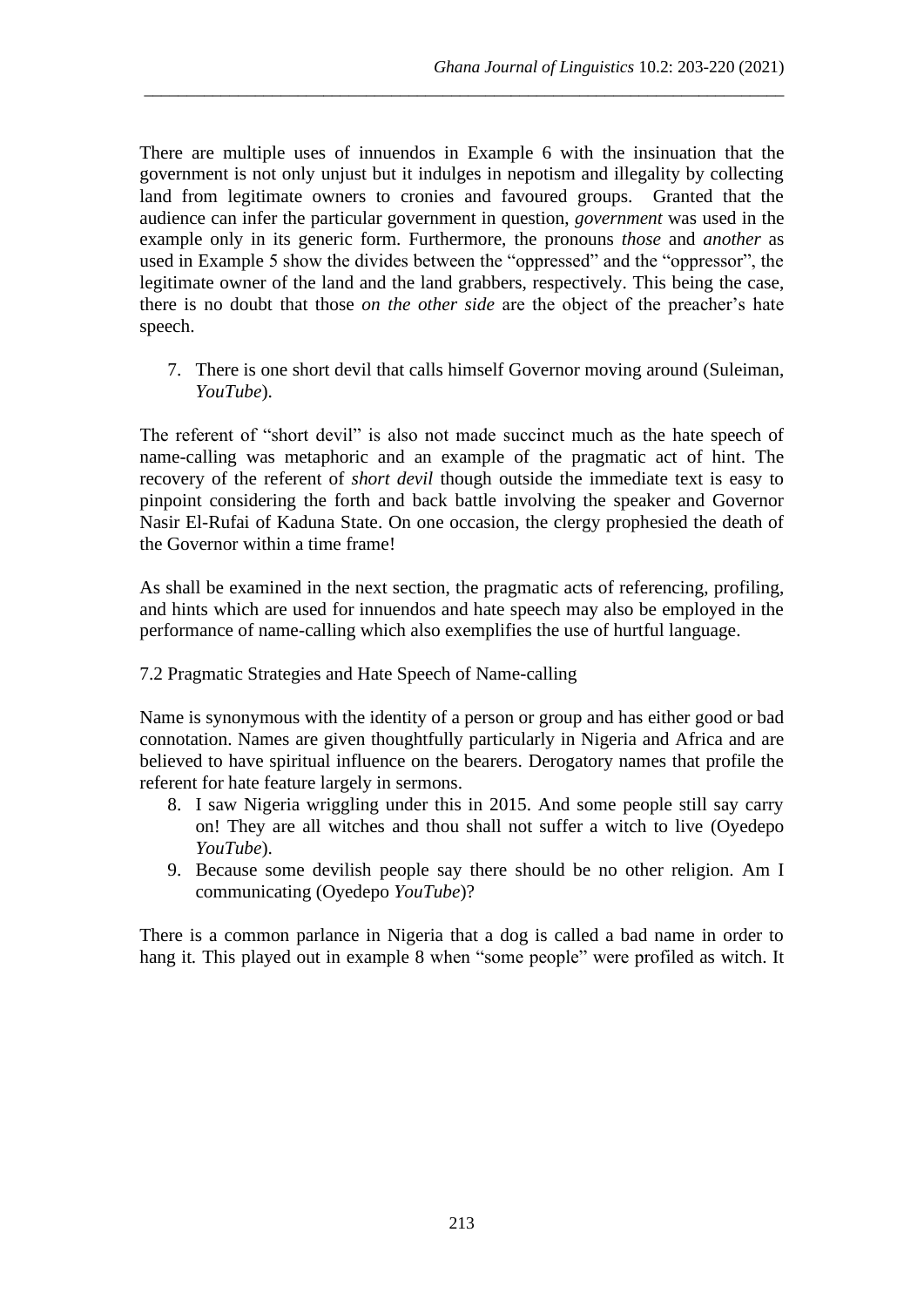There are multiple uses of innuendos in Example 6 with the insinuation that the government is not only unjust but it indulges in nepotism and illegality by collecting land from legitimate owners to cronies and favoured groups. Granted that the audience can infer the particular government in question, *government* was used in the example only in its generic form. Furthermore, the pronouns *those* and *another* as used in Example 5 show the divides between the "oppressed" and the "oppressor", the legitimate owner of the land and the land grabbers, respectively. This being the case, there is no doubt that those *on the other side* are the object of the preacher's hate speech.

7. There is one short devil that calls himself Governor moving around (Suleiman, *YouTube*).

The referent of "short devil" is also not made succinct much as the hate speech of name-calling was metaphoric and an example of the pragmatic act of hint. The recovery of the referent of *short devil* though outside the immediate text is easy to pinpoint considering the forth and back battle involving the speaker and Governor Nasir El-Rufai of Kaduna State. On one occasion, the clergy prophesied the death of the Governor within a time frame!

As shall be examined in the next section, the pragmatic acts of referencing, profiling, and hints which are used for innuendos and hate speech may also be employed in the performance of name-calling which also exemplifies the use of hurtful language.

### 7.2 Pragmatic Strategies and Hate Speech of Name-calling

Name is synonymous with the identity of a person or group and has either good or bad connotation. Names are given thoughtfully particularly in Nigeria and Africa and are believed to have spiritual influence on the bearers. Derogatory names that profile the referent for hate feature largely in sermons.

8. I saw Nigeria wriggling under this in 2015. And some people still say carry on! They are all witches and thou shall not suffer a witch to live (Oyedepo *YouTube*).
9. Because some devilish people say there should be no other religion. Am I communicating (Oyedepo *YouTube*)?

There is a common parlance in Nigeria that a dog is called a bad name in order to hang it. This played out in example 8 when "some people" were profiled as witch. It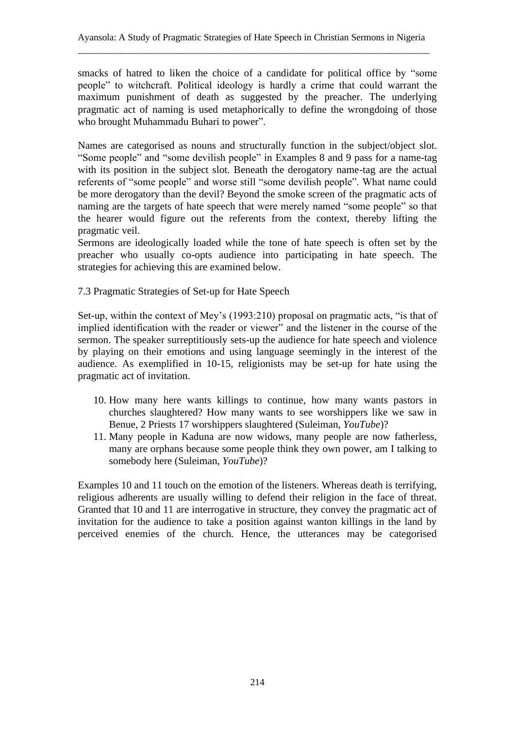smacks of hatred to liken the choice of a candidate for political office by "some people" to witchcraft. Political ideology is hardly a crime that could warrant the maximum punishment of death as suggested by the preacher. The underlying pragmatic act of naming is used metaphorically to define the wrongdoing of those who brought Muhammadu Buhari to power".

Names are categorised as nouns and structurally function in the subject/object slot. "Some people" and "some devilish people" in Examples 8 and 9 pass for a name-tag with its position in the subject slot. Beneath the derogatory name-tag are the actual referents of "some people" and worse still "some devilish people". What name could be more derogatory than the devil? Beyond the smoke screen of the pragmatic acts of naming are the targets of hate speech that were merely named "some people" so that the hearer would figure out the referents from the context, thereby lifting the pragmatic veil.

Sermons are ideologically loaded while the tone of hate speech is often set by the preacher who usually co-opts audience into participating in hate speech. The strategies for achieving this are examined below.

### 7.3 Pragmatic Strategies of Set-up for Hate Speech

Set-up, within the context of Mey's (1993:210) proposal on pragmatic acts, "is that of implied identification with the reader or viewer" and the listener in the course of the sermon. The speaker surreptitiously sets-up the audience for hate speech and violence by playing on their emotions and using language seemingly in the interest of the audience. As exemplified in 10-15, religionists may be set-up for hate using the pragmatic act of invitation.

10. How many here wants killings to continue, how many wants pastors in churches slaughtered? How many wants to see worshippers like we saw in Benue, 2 Priests 17 worshippers slaughtered (Suleiman, *YouTube*)?
11. Many people in Kaduna are now widows, many people are now fatherless, many are orphans because some people think they own power, am I talking to somebody here (Suleiman, *YouTube*)?

Examples 10 and 11 touch on the emotion of the listeners. Whereas death is terrifying, religious adherents are usually willing to defend their religion in the face of threat. Granted that 10 and 11 are interrogative in structure, they convey the pragmatic act of invitation for the audience to take a position against wanton killings in the land by perceived enemies of the church. Hence, the utterances may be categorised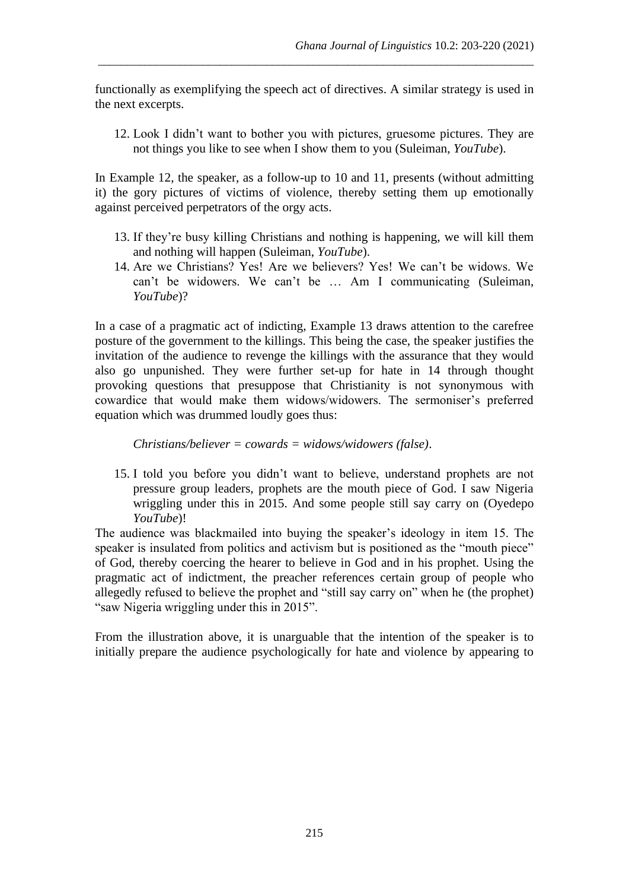functionally as exemplifying the speech act of directives. A similar strategy is used in the next excerpts.

12. Look I didn't want to bother you with pictures, gruesome pictures. They are not things you like to see when I show them to you (Suleiman, *YouTube*).

In Example 12, the speaker, as a follow-up to 10 and 11, presents (without admitting it) the gory pictures of victims of violence, thereby setting them up emotionally against perceived perpetrators of the orgy acts.

13. If they're busy killing Christians and nothing is happening, we will kill them and nothing will happen (Suleiman, *YouTube*).
14. Are we Christians? Yes! Are we believers? Yes! We can't be widows. We can't be widowers. We can't be … Am I communicating (Suleiman, *YouTube*)?

In a case of a pragmatic act of indicting, Example 13 draws attention to the carefree posture of the government to the killings. This being the case, the speaker justifies the invitation of the audience to revenge the killings with the assurance that they would also go unpunished. They were further set-up for hate in 14 through thought provoking questions that presuppose that Christianity is not synonymous with cowardice that would make them widows/widowers. The sermoniser's preferred equation which was drummed loudly goes thus:

*Christians/believer = cowards = widows/widowers (false)*.

15. I told you before you didn't want to believe, understand prophets are not pressure group leaders, prophets are the mouth piece of God. I saw Nigeria wriggling under this in 2015. And some people still say carry on (Oyedepo *YouTube*)!

The audience was blackmailed into buying the speaker's ideology in item 15. The speaker is insulated from politics and activism but is positioned as the "mouth piece" of God, thereby coercing the hearer to believe in God and in his prophet. Using the pragmatic act of indictment, the preacher references certain group of people who allegedly refused to believe the prophet and "still say carry on" when he (the prophet) "saw Nigeria wriggling under this in 2015".

From the illustration above, it is unarguable that the intention of the speaker is to initially prepare the audience psychologically for hate and violence by appearing to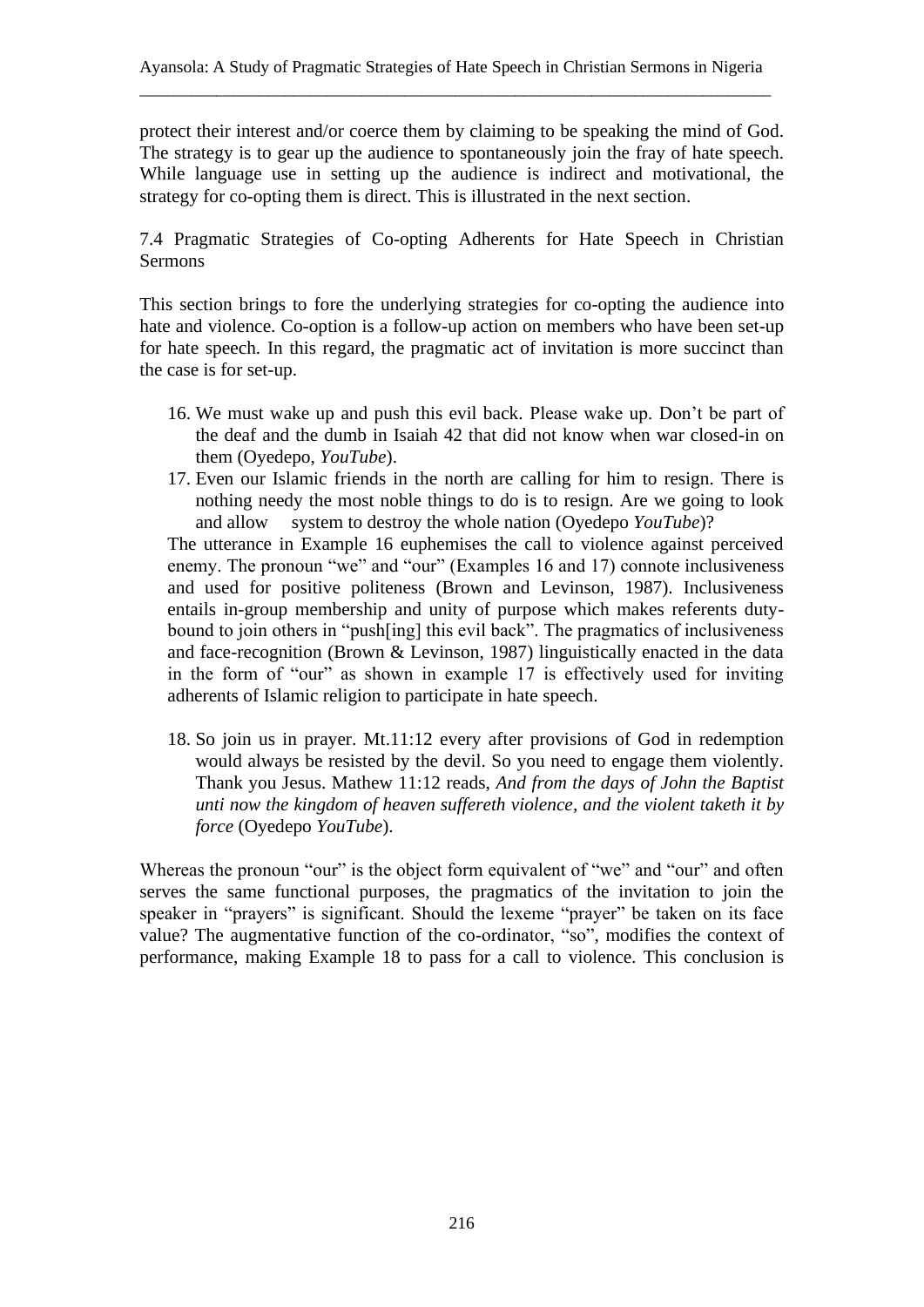protect their interest and/or coerce them by claiming to be speaking the mind of God. The strategy is to gear up the audience to spontaneously join the fray of hate speech. While language use in setting up the audience is indirect and motivational, the strategy for co-opting them is direct. This is illustrated in the next section.

7.4 Pragmatic Strategies of Co-opting Adherents for Hate Speech in Christian Sermons

This section brings to fore the underlying strategies for co-opting the audience into hate and violence. Co-option is a follow-up action on members who have been set-up for hate speech. In this regard, the pragmatic act of invitation is more succinct than the case is for set-up.

16. We must wake up and push this evil back. Please wake up. Don't be part of the deaf and the dumb in Isaiah 42 that did not know when war closed-in on them (Oyedepo, *YouTube*).
17. Even our Islamic friends in the north are calling for him to resign. There is nothing needy the most noble things to do is to resign. Are we going to look and allow system to destroy the whole nation (Oyedepo *YouTube*)?

The utterance in Example 16 euphemises the call to violence against perceived enemy. The pronoun "we" and "our" (Examples 16 and 17) connote inclusiveness and used for positive politeness (Brown and Levinson, 1987). Inclusiveness entails in-group membership and unity of purpose which makes referents duty-bound to join others in "push[ing] this evil back". The pragmatics of inclusiveness and face-recognition (Brown & Levinson, 1987) linguistically enacted in the data in the form of "our" as shown in example 17 is effectively used for inviting adherents of Islamic religion to participate in hate speech.

18. So join us in prayer. Mt.11:12 every after provisions of God in redemption would always be resisted by the devil. So you need to engage them violently. Thank you Jesus. Mathew 11:12 reads, *And from the days of John the Baptist unti now the kingdom of heaven suffereth violence, and the violent taketh it by force* (Oyedepo *YouTube*).

Whereas the pronoun "our" is the object form equivalent of "we" and "our" and often serves the same functional purposes, the pragmatics of the invitation to join the speaker in "prayers" is significant. Should the lexeme "prayer" be taken on its face value? The augmentative function of the co-ordinator, "so", modifies the context of performance, making Example 18 to pass for a call to violence. This conclusion is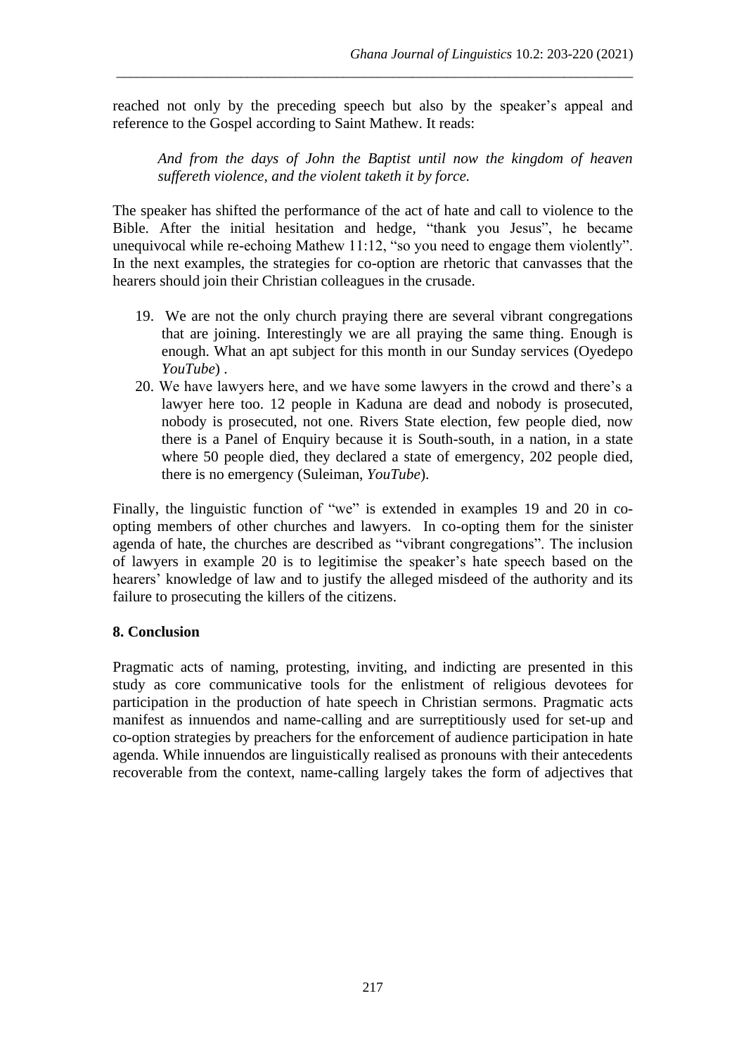reached not only by the preceding speech but also by the speaker's appeal and reference to the Gospel according to Saint Mathew. It reads:

> *And from the days of John the Baptist until now the kingdom of heaven suffereth violence, and the violent taketh it by force.*

The speaker has shifted the performance of the act of hate and call to violence to the Bible. After the initial hesitation and hedge, "thank you Jesus", he became unequivocal while re-echoing Mathew 11:12, "so you need to engage them violently". In the next examples, the strategies for co-option are rhetoric that canvasses that the hearers should join their Christian colleagues in the crusade.

19. We are not the only church praying there are several vibrant congregations that are joining. Interestingly we are all praying the same thing. Enough is enough. What an apt subject for this month in our Sunday services (Oyedepo *YouTube*) .
20. We have lawyers here, and we have some lawyers in the crowd and there's a lawyer here too. 12 people in Kaduna are dead and nobody is prosecuted, nobody is prosecuted, not one. Rivers State election, few people died, now there is a Panel of Enquiry because it is South-south, in a nation, in a state where 50 people died, they declared a state of emergency, 202 people died, there is no emergency (Suleiman, *YouTube*).

Finally, the linguistic function of "we" is extended in examples 19 and 20 in co-opting members of other churches and lawyers. In co-opting them for the sinister agenda of hate, the churches are described as "vibrant congregations". The inclusion of lawyers in example 20 is to legitimise the speaker's hate speech based on the hearers' knowledge of law and to justify the alleged misdeed of the authority and its failure to prosecuting the killers of the citizens.

## 8. Conclusion

Pragmatic acts of naming, protesting, inviting, and indicting are presented in this study as core communicative tools for the enlistment of religious devotees for participation in the production of hate speech in Christian sermons. Pragmatic acts manifest as innuendos and name-calling and are surreptitiously used for set-up and co-option strategies by preachers for the enforcement of audience participation in hate agenda. While innuendos are linguistically realised as pronouns with their antecedents recoverable from the context, name-calling largely takes the form of adjectives that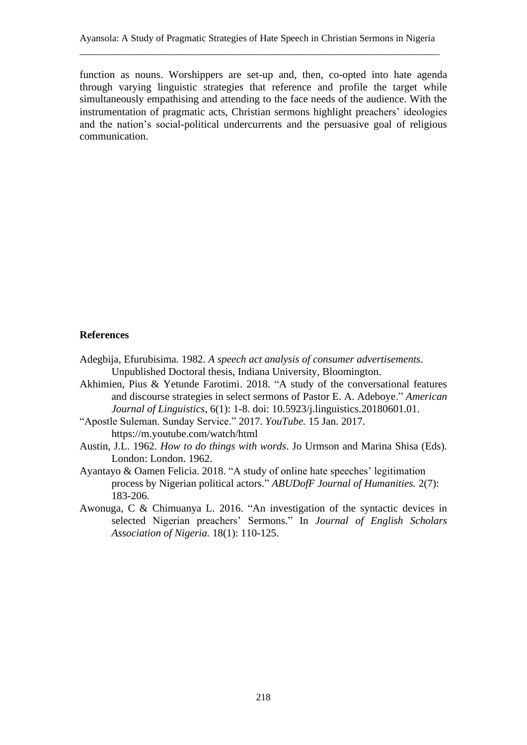function as nouns. Worshippers are set-up and, then, co-opted into hate agenda through varying linguistic strategies that reference and profile the target while simultaneously empathising and attending to the face needs of the audience. With the instrumentation of pragmatic acts, Christian sermons highlight preachers' ideologies and the nation's social-political undercurrents and the persuasive goal of religious communication.

## References

Adegbija, Efurubisima. 1982. *A speech act analysis of consumer advertisements*. Unpublished Doctoral thesis, Indiana University, Bloomington.

Akhimien, Pius & Yetunde Farotimi. 2018. "A study of the conversational features and discourse strategies in select sermons of Pastor E. A. Adeboye." *American Journal of Linguistics*, 6(1): 1-8. doi: 10.5923/j.linguistics.20180601.01.

"Apostle Suleman. Sunday Service." 2017. *YouTube.* 15 Jan. 2017. https://m.youtube.com/watch/html

Austin, J.L. 1962. *How to do things with words*. Jo Urmson and Marina Shisa (Eds). London: London. 1962.

Ayantayo & Oamen Felicia. 2018. "A study of online hate speeches' legitimation process by Nigerian political actors." *ABUDofF Journal of Humanities.* 2(7): 183-206.

Awonuga, C & Chimuanya L. 2016. "An investigation of the syntactic devices in selected Nigerian preachers' Sermons." In *Journal of English Scholars Association of Nigeria.* 18(1): 110-125.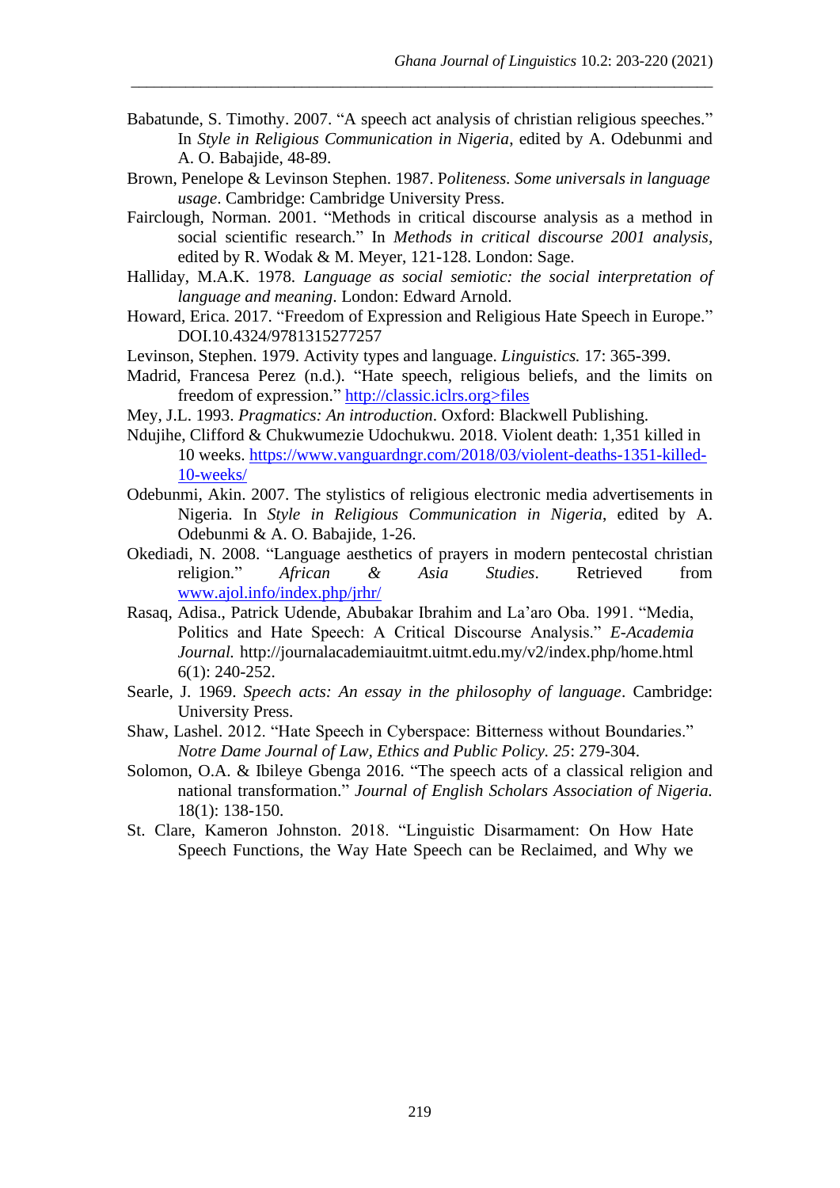Babatunde, S. Timothy. 2007. "A speech act analysis of christian religious speeches." In *Style in Religious Communication in Nigeria*, edited by A. Odebunmi and A. O. Babajide, 48-89.

Brown, Penelope & Levinson Stephen. 1987. P*oliteness. Some universals in language usage*. Cambridge: Cambridge University Press.

Fairclough, Norman. 2001. "Methods in critical discourse analysis as a method in social scientific research." In *Methods in critical discourse 2001 analysis*, edited by R. Wodak & M. Meyer, 121-128. London: Sage.

Halliday, M.A.K. 1978. *Language as social semiotic: the social interpretation of language and meaning*. London: Edward Arnold.

Howard, Erica. 2017. "Freedom of Expression and Religious Hate Speech in Europe." DOI.10.4324/9781315277257

Levinson, Stephen. 1979. Activity types and language. *Linguistics.* 17: 365-399.

Madrid, Francesa Perez (n.d.). "Hate speech, religious beliefs, and the limits on freedom of expression." http://classic.iclrs.org>files

Mey, J.L. 1993. *Pragmatics: An introduction*. Oxford: Blackwell Publishing.

Ndujihe, Clifford & Chukwumezie Udochukwu. 2018. Violent death: 1,351 killed in 10 weeks. https://www.vanguardngr.com/2018/03/violent-deaths-1351-killed-10-weeks/

Odebunmi, Akin. 2007. The stylistics of religious electronic media advertisements in Nigeria. In *Style in Religious Communication in Nigeria*, edited by A. Odebunmi & A. O. Babajide, 1-26.

Okediadi, N. 2008. "Language aesthetics of prayers in modern pentecostal christian religion." *African & Asia Studies*. Retrieved from www.ajol.info/index.php/jrhr/

Rasaq, Adisa., Patrick Udende, Abubakar Ibrahim and La'aro Oba. 1991. "Media, Politics and Hate Speech: A Critical Discourse Analysis." *E-Academia Journal.* http://journalacademiauitmt.uitmt.edu.my/v2/index.php/home.html 6(1): 240-252.

Searle, J. 1969. *Speech acts: An essay in the philosophy of language*. Cambridge: University Press.

Shaw, Lashel. 2012. "Hate Speech in Cyberspace: Bitterness without Boundaries." *Notre Dame Journal of Law, Ethics and Public Policy. 25*: 279-304.

Solomon, O.A. & Ibileye Gbenga 2016. "The speech acts of a classical religion and national transformation." *Journal of English Scholars Association of Nigeria.* 18(1): 138-150.

St. Clare, Kameron Johnston. 2018. "Linguistic Disarmament: On How Hate Speech Functions, the Way Hate Speech can be Reclaimed, and Why we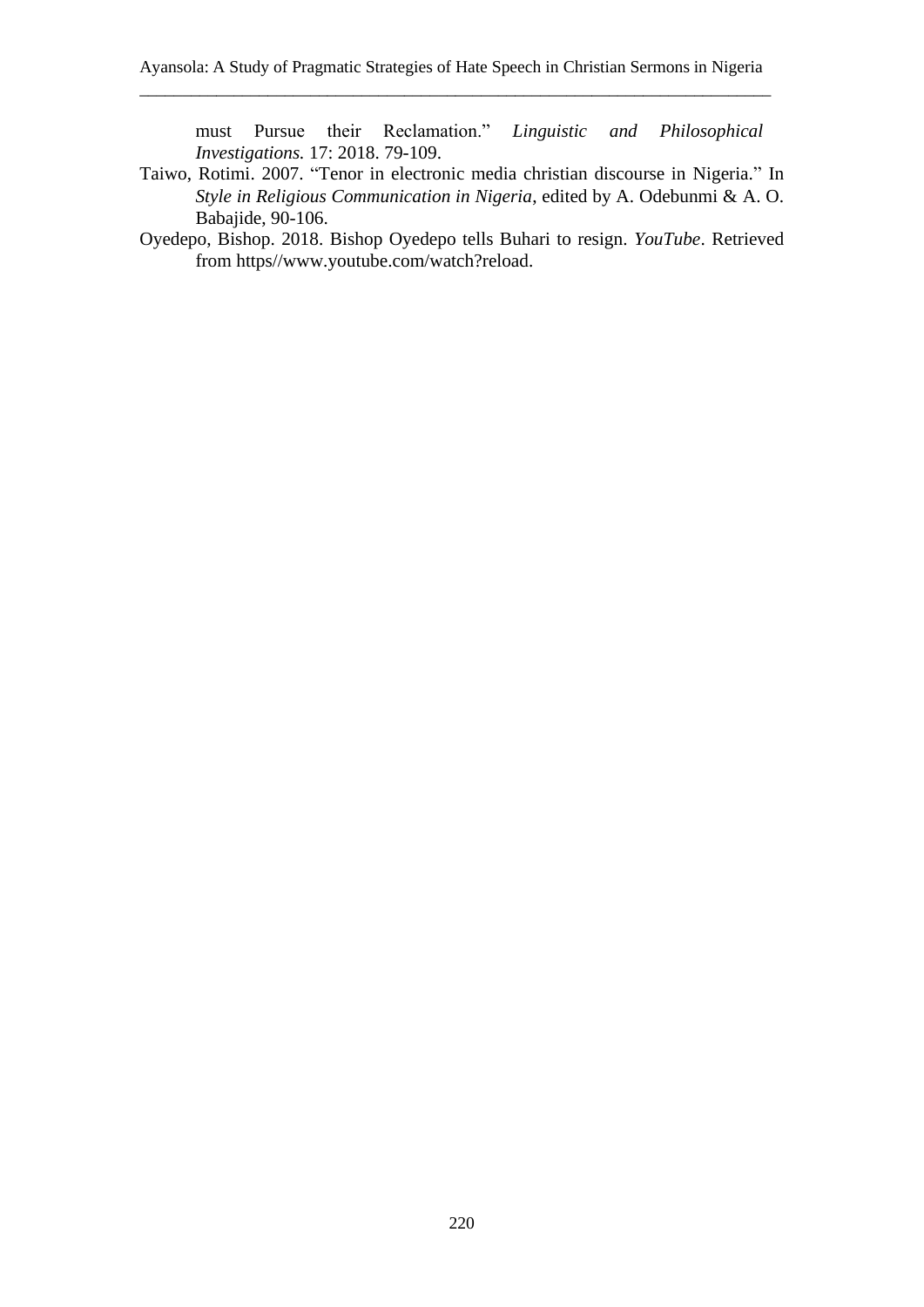must Pursue their Reclamation." *Linguistic and Philosophical Investigations.* 17: 2018. 79-109.

Taiwo, Rotimi. 2007. "Tenor in electronic media christian discourse in Nigeria." In *Style in Religious Communication in Nigeria*, edited by A. Odebunmi & A. O. Babajide, 90-106.

Oyedepo, Bishop. 2018. Bishop Oyedepo tells Buhari to resign. *YouTube*. Retrieved from https//www.youtube.com/watch?reload.